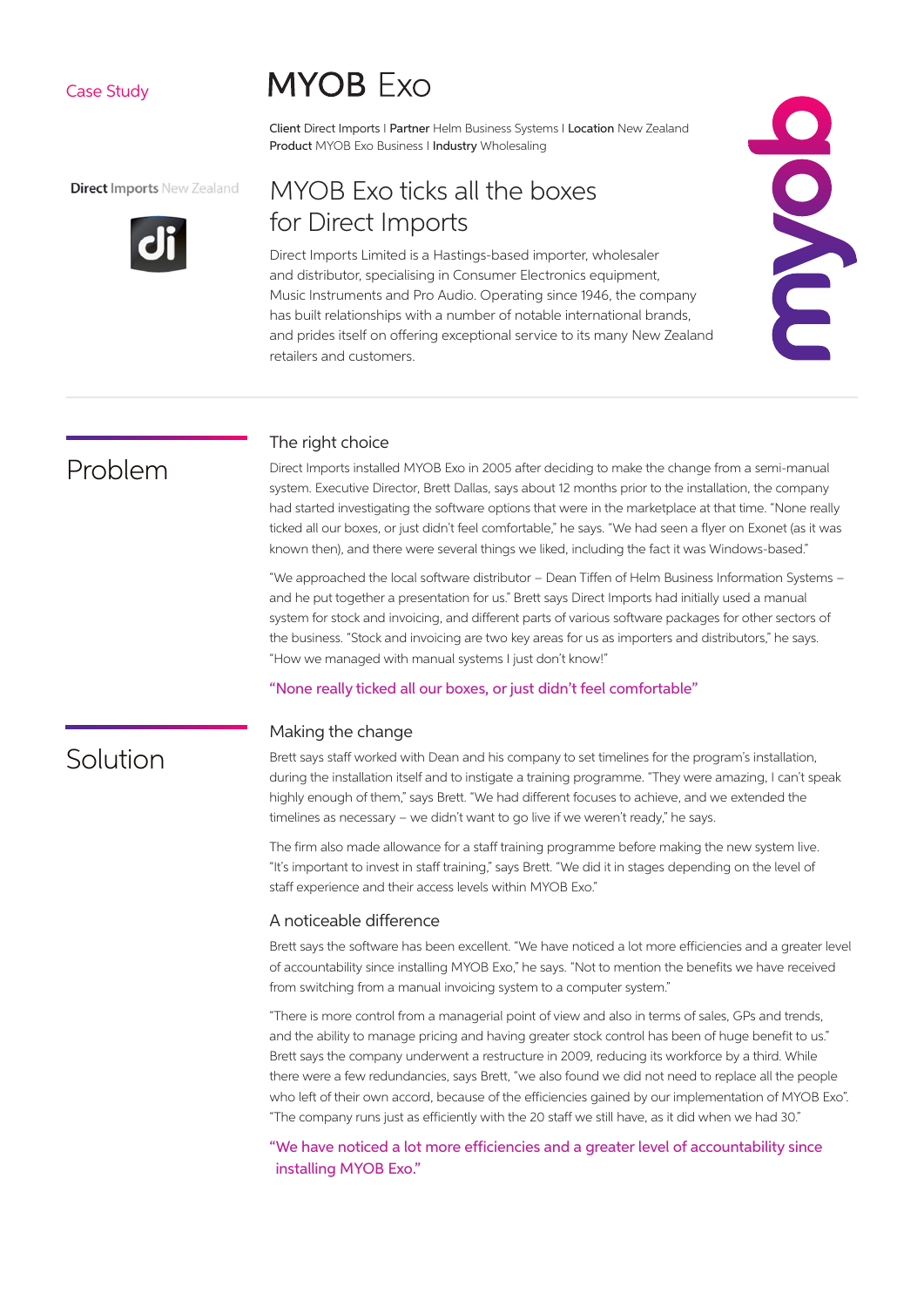Case Study

# MYOB Exo

**Client** Direct Imports I **Partner** Helm Business Systems I **Location** New Zealand
**Product** MYOB Exo Business I **Industry** Wholesaling

**Direct Imports** New Zealand

## MYOB Exo ticks all the boxes for Direct Imports

Direct Imports Limited is a Hastings-based importer, wholesaler and distributor, specialising in Consumer Electronics equipment, Music Instruments and Pro Audio. Operating since 1946, the company has built relationships with a number of notable international brands, and prides itself on offering exceptional service to its many New Zealand retailers and customers.

## Problem

### The right choice

Direct Imports installed MYOB Exo in 2005 after deciding to make the change from a semi-manual system. Executive Director, Brett Dallas, says about 12 months prior to the installation, the company had started investigating the software options that were in the marketplace at that time. "None really ticked all our boxes, or just didn't feel comfortable," he says. "We had seen a flyer on Exonet (as it was known then), and there were several things we liked, including the fact it was Windows-based."

"We approached the local software distributor – Dean Tiffen of Helm Business Information Systems – and he put together a presentation for us." Brett says Direct Imports had initially used a manual system for stock and invoicing, and different parts of various software packages for other sectors of the business. "Stock and invoicing are two key areas for us as importers and distributors," he says. "How we managed with manual systems I just don't know!"

"None really ticked all our boxes, or just didn't feel comfortable"

## Solution

### Making the change

Brett says staff worked with Dean and his company to set timelines for the program's installation, during the installation itself and to instigate a training programme. "They were amazing, I can't speak highly enough of them," says Brett. "We had different focuses to achieve, and we extended the timelines as necessary – we didn't want to go live if we weren't ready," he says.

The firm also made allowance for a staff training programme before making the new system live. "It's important to invest in staff training," says Brett. "We did it in stages depending on the level of staff experience and their access levels within MYOB Exo."

### A noticeable difference

Brett says the software has been excellent. "We have noticed a lot more efficiencies and a greater level of accountability since installing MYOB Exo," he says. "Not to mention the benefits we have received from switching from a manual invoicing system to a computer system."

"There is more control from a managerial point of view and also in terms of sales, GPs and trends, and the ability to manage pricing and having greater stock control has been of huge benefit to us." Brett says the company underwent a restructure in 2009, reducing its workforce by a third. While there were a few redundancies, says Brett, "we also found we did not need to replace all the people who left of their own accord, because of the efficiencies gained by our implementation of MYOB Exo". "The company runs just as efficiently with the 20 staff we still have, as it did when we had 30."

"We have noticed a lot more efficiencies and a greater level of accountability since installing MYOB Exo."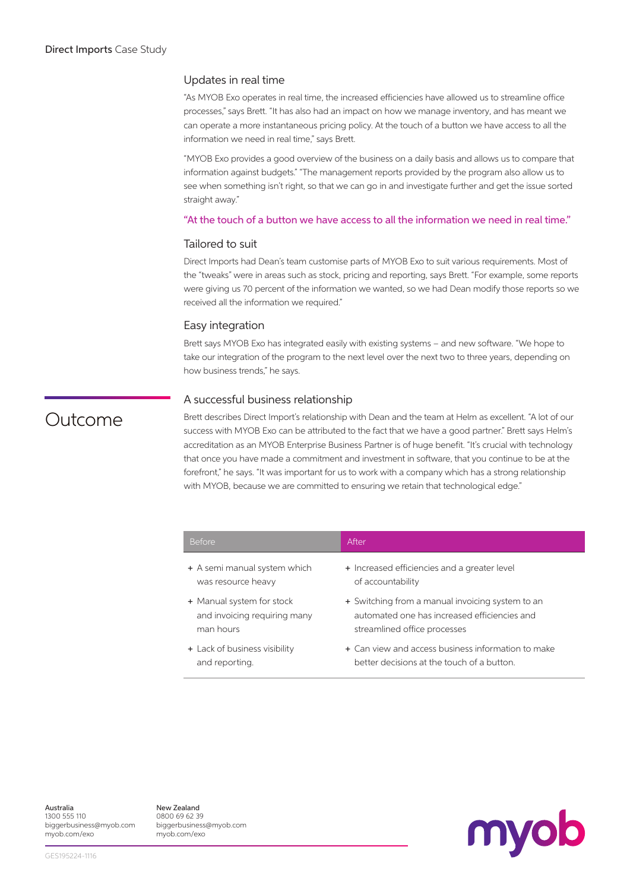## Updates in real time

"As MYOB Exo operates in real time, the increased efficiencies have allowed us to streamline office processes," says Brett. "It has also had an impact on how we manage inventory, and has meant we can operate a more instantaneous pricing policy. At the touch of a button we have access to all the information we need in real time," says Brett.

"MYOB Exo provides a good overview of the business on a daily basis and allows us to compare that information against budgets." "The management reports provided by the program also allow us to see when something isn't right, so that we can go in and investigate further and get the issue sorted straight away."

"At the touch of a button we have access to all the information we need in real time."

## Tailored to suit

Direct Imports had Dean's team customise parts of MYOB Exo to suit various requirements. Most of the "tweaks" were in areas such as stock, pricing and reporting, says Brett. "For example, some reports were giving us 70 percent of the information we wanted, so we had Dean modify those reports so we received all the information we required."

## Easy integration

Brett says MYOB Exo has integrated easily with existing systems – and new software. "We hope to take our integration of the program to the next level over the next two to three years, depending on how business trends," he says.

# Outcome

## A successful business relationship

Brett describes Direct Import's relationship with Dean and the team at Helm as excellent. "A lot of our success with MYOB Exo can be attributed to the fact that we have a good partner." Brett says Helm's accreditation as an MYOB Enterprise Business Partner is of huge benefit. "It's crucial with technology that once you have made a commitment and investment in software, that you continue to be at the forefront," he says. "It was important for us to work with a company which has a strong relationship with MYOB, because we are committed to ensuring we retain that technological edge."

| Before | After |
|---|---|
| + A semi manual system which was resource heavy | + Increased efficiencies and a greater level of accountability |
| + Manual system for stock and invoicing requiring many man hours | + Switching from a manual invoicing system to an automated one has increased efficiencies and streamlined office processes |
| + Lack of business visibility and reporting. | + Can view and access business information to make better decisions at the touch of a button. |

**Australia**
1300 555 110
biggerbusiness@myob.com
myob.com/exo

**New Zealand**
0800 69 62 39
biggerbusiness@myob.com
myob.com/exo

GES195224-1116